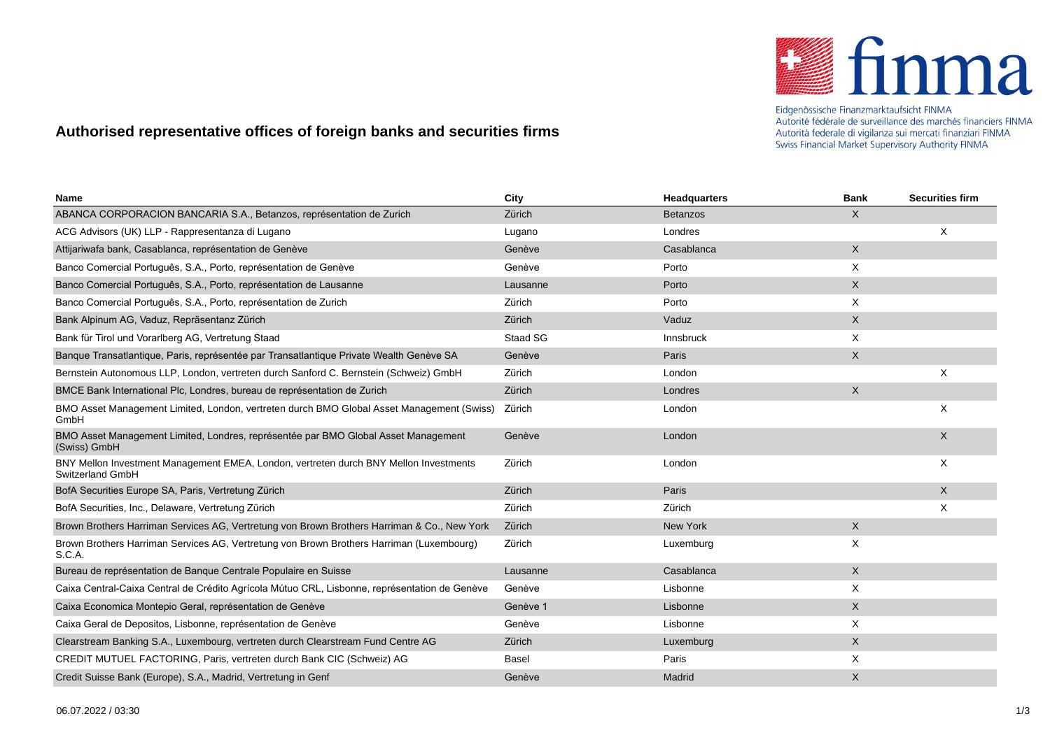Eidgenössische Finanzmarktaufsicht FINMA
Autorité fédérale de surveillance des marchés financiers FINMA
Autorità federale di vigilanza sui mercati finanziari FINMA
Swiss Financial Market Supervisory Authority FINMA

# Authorised representative offices of foreign banks and securities firms

| Name | City | Headquarters | Bank | Securities firm |
|---|---|---|---|---|
| ABANCA CORPORACION BANCARIA S.A., Betanzos, représentation de Zurich | Zürich | Betanzos | X | |
| ACG Advisors (UK) LLP - Rappresentanza di Lugano | Lugano | Londres | | X |
| Attijariwafa bank, Casablanca, représentation de Genève | Genève | Casablanca | X | |
| Banco Comercial Português, S.A., Porto, représentation de Genève | Genève | Porto | X | |
| Banco Comercial Português, S.A., Porto, représentation de Lausanne | Lausanne | Porto | X | |
| Banco Comercial Português, S.A., Porto, représentation de Zurich | Zürich | Porto | X | |
| Bank Alpinum AG, Vaduz, Repräsentanz Zürich | Zürich | Vaduz | X | |
| Bank für Tirol und Vorarlberg AG, Vertretung Staad | Staad SG | Innsbruck | X | |
| Banque Transatlantique, Paris, représentée par Transatlantique Private Wealth Genève SA | Genève | Paris | X | |
| Bernstein Autonomous LLP, London, vertreten durch Sanford C. Bernstein (Schweiz) GmbH | Zürich | London | | X |
| BMCE Bank International Plc, Londres, bureau de représentation de Zurich | Zürich | Londres | X | |
| BMO Asset Management Limited, London, vertreten durch BMO Global Asset Management (Swiss) GmbH | Zürich | London | | X |
| BMO Asset Management Limited, Londres, représentée par BMO Global Asset Management (Swiss) GmbH | Genève | London | | X |
| BNY Mellon Investment Management EMEA, London, vertreten durch BNY Mellon Investments Switzerland GmbH | Zürich | London | | X |
| BofA Securities Europe SA, Paris, Vertretung Zürich | Zürich | Paris | | X |
| BofA Securities, Inc., Delaware, Vertretung Zürich | Zürich | Zürich | | X |
| Brown Brothers Harriman Services AG, Vertretung von Brown Brothers Harriman & Co., New York | Zürich | New York | X | |
| Brown Brothers Harriman Services AG, Vertretung von Brown Brothers Harriman (Luxembourg) S.C.A. | Zürich | Luxemburg | X | |
| Bureau de représentation de Banque Centrale Populaire en Suisse | Lausanne | Casablanca | X | |
| Caixa Central-Caixa Central de Crédito Agrícola Mútuo CRL, Lisbonne, représentation de Genève | Genève | Lisbonne | X | |
| Caixa Economica Montepio Geral, représentation de Genève | Genève 1 | Lisbonne | X | |
| Caixa Geral de Depositos, Lisbonne, représentation de Genève | Genève | Lisbonne | X | |
| Clearstream Banking S.A., Luxembourg, vertreten durch Clearstream Fund Centre AG | Zürich | Luxemburg | X | |
| CREDIT MUTUEL FACTORING, Paris, vertreten durch Bank CIC (Schweiz) AG | Basel | Paris | X | |
| Credit Suisse Bank (Europe), S.A., Madrid, Vertretung in Genf | Genève | Madrid | X | |

06.07.2022 / 03:30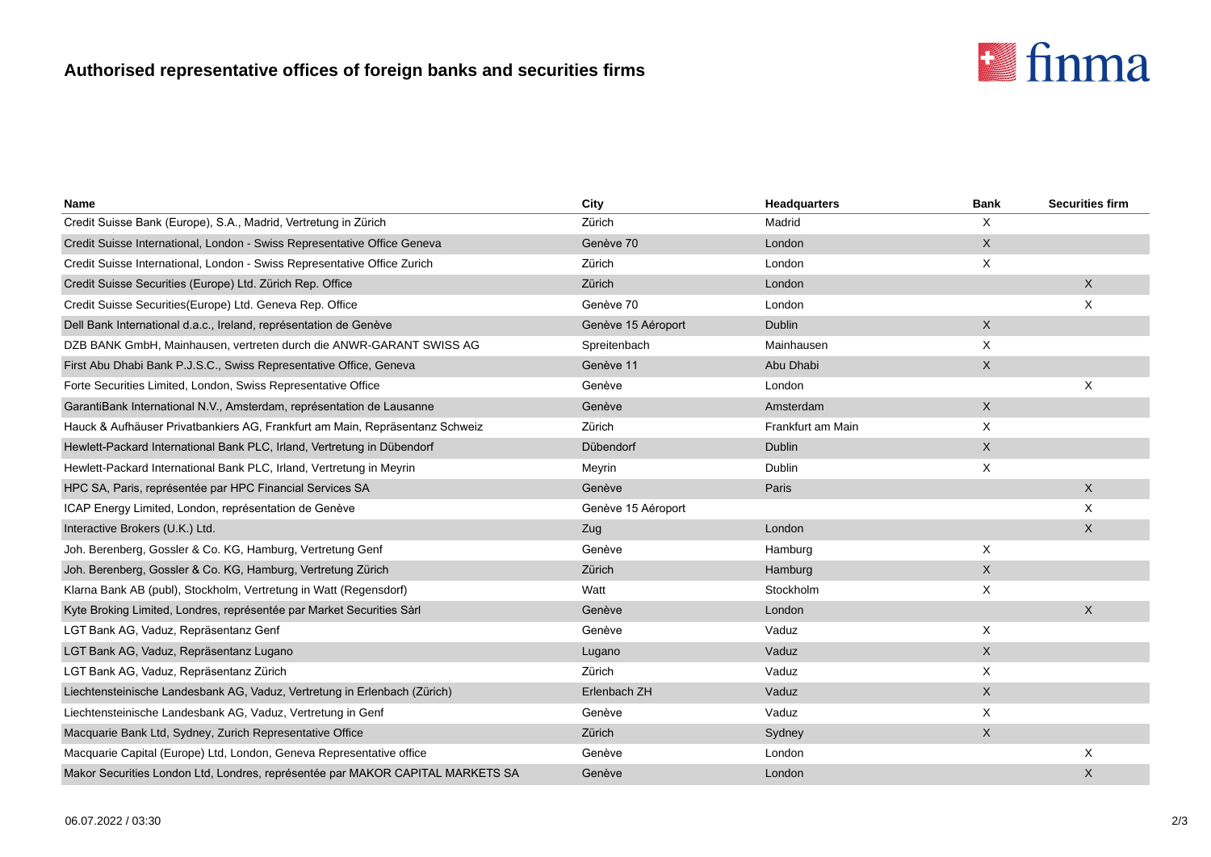## Authorised representative offices of foreign banks and securities firms

| Name | City | Headquarters | Bank | Securities firm |
|---|---|---|---|---|
| Credit Suisse Bank (Europe), S.A., Madrid, Vertretung in Zürich | Zürich | Madrid | X | |
| Credit Suisse International, London - Swiss Representative Office Geneva | Genève 70 | London | X | |
| Credit Suisse International, London - Swiss Representative Office Zurich | Zürich | London | X | |
| Credit Suisse Securities (Europe) Ltd. Zürich Rep. Office | Zürich | London | | X |
| Credit Suisse Securities(Europe) Ltd. Geneva Rep. Office | Genève 70 | London | | X |
| Dell Bank International d.a.c., Ireland, représentation de Genève | Genève 15 Aéroport | Dublin | X | |
| DZB BANK GmbH, Mainhausen, vertreten durch die ANWR-GARANT SWISS AG | Spreitenbach | Mainhausen | X | |
| First Abu Dhabi Bank P.J.S.C., Swiss Representative Office, Geneva | Genève 11 | Abu Dhabi | X | |
| Forte Securities Limited, London, Swiss Representative Office | Genève | London | | X |
| GarantiBank International N.V., Amsterdam, représentation de Lausanne | Genève | Amsterdam | X | |
| Hauck & Aufhäuser Privatbankiers AG, Frankfurt am Main, Repräsentanz Schweiz | Zürich | Frankfurt am Main | X | |
| Hewlett-Packard International Bank PLC, Irland, Vertretung in Dübendorf | Dübendorf | Dublin | X | |
| Hewlett-Packard International Bank PLC, Irland, Vertretung in Meyrin | Meyrin | Dublin | X | |
| HPC SA, Paris, représentée par HPC Financial Services SA | Genève | Paris | | X |
| ICAP Energy Limited, London, représentation de Genève | Genève 15 Aéroport | | | X |
| Interactive Brokers (U.K.) Ltd. | Zug | London | | X |
| Joh. Berenberg, Gossler & Co. KG, Hamburg, Vertretung Genf | Genève | Hamburg | X | |
| Joh. Berenberg, Gossler & Co. KG, Hamburg, Vertretung Zürich | Zürich | Hamburg | X | |
| Klarna Bank AB (publ), Stockholm, Vertretung in Watt (Regensdorf) | Watt | Stockholm | X | |
| Kyte Broking Limited, Londres, représentée par Market Securities Sàrl | Genève | London | | X |
| LGT Bank AG, Vaduz, Repräsentanz Genf | Genève | Vaduz | X | |
| LGT Bank AG, Vaduz, Repräsentanz Lugano | Lugano | Vaduz | X | |
| LGT Bank AG, Vaduz, Repräsentanz Zürich | Zürich | Vaduz | X | |
| Liechtensteinische Landesbank AG, Vaduz, Vertretung in Erlenbach (Zürich) | Erlenbach ZH | Vaduz | X | |
| Liechtensteinische Landesbank AG, Vaduz, Vertretung in Genf | Genève | Vaduz | X | |
| Macquarie Bank Ltd, Sydney, Zurich Representative Office | Zürich | Sydney | X | |
| Macquarie Capital (Europe) Ltd, London, Geneva Representative office | Genève | London | | X |
| Makor Securities London Ltd, Londres, représentée par MAKOR CAPITAL MARKETS SA | Genève | London | | X |

06.07.2022 / 03:30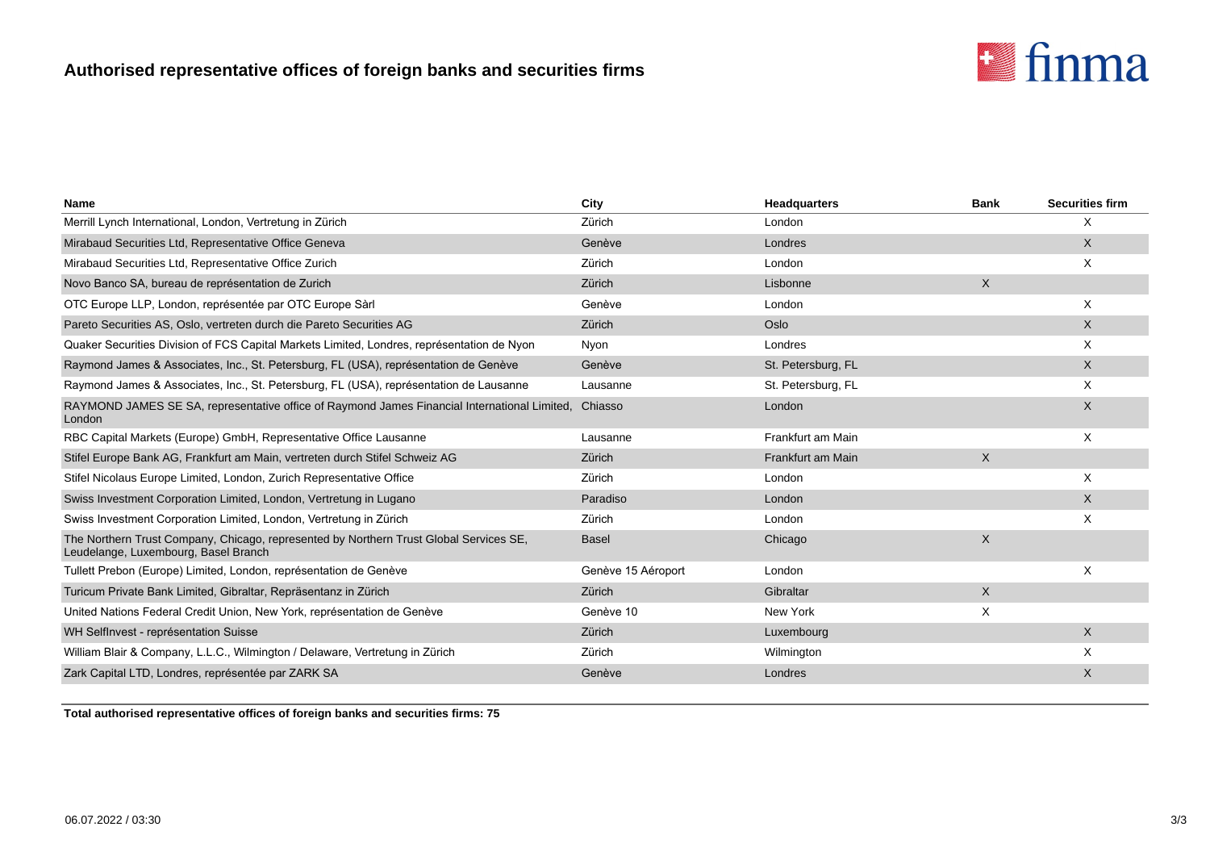## Authorised representative offices of foreign banks and securities firms

| Name | City | Headquarters | Bank | Securities firm |
|---|---|---|---|---|
| Merrill Lynch International, London, Vertretung in Zürich | Zürich | London | | X |
| Mirabaud Securities Ltd, Representative Office Geneva | Genève | Londres | | X |
| Mirabaud Securities Ltd, Representative Office Zurich | Zürich | London | | X |
| Novo Banco SA, bureau de représentation de Zurich | Zürich | Lisbonne | X | |
| OTC Europe LLP, London, représentée par OTC Europe Sàrl | Genève | London | | X |
| Pareto Securities AS, Oslo, vertreten durch die Pareto Securities AG | Zürich | Oslo | | X |
| Quaker Securities Division of FCS Capital Markets Limited, Londres, représentation de Nyon | Nyon | Londres | | X |
| Raymond James & Associates, Inc., St. Petersburg, FL (USA), représentation de Genève | Genève | St. Petersburg, FL | | X |
| Raymond James & Associates, Inc., St. Petersburg, FL (USA), représentation de Lausanne | Lausanne | St. Petersburg, FL | | X |
| RAYMOND JAMES SE SA, representative office of Raymond James Financial International Limited, London | Chiasso | London | | X |
| RBC Capital Markets (Europe) GmbH, Representative Office Lausanne | Lausanne | Frankfurt am Main | | X |
| Stifel Europe Bank AG, Frankfurt am Main, vertreten durch Stifel Schweiz AG | Zürich | Frankfurt am Main | X | |
| Stifel Nicolaus Europe Limited, London, Zurich Representative Office | Zürich | London | | X |
| Swiss Investment Corporation Limited, London, Vertretung in Lugano | Paradiso | London | | X |
| Swiss Investment Corporation Limited, London, Vertretung in Zürich | Zürich | London | | X |
| The Northern Trust Company, Chicago, represented by Northern Trust Global Services SE, Leudelange, Luxembourg, Basel Branch | Basel | Chicago | X | |
| Tullett Prebon (Europe) Limited, London, représentation de Genève | Genève 15 Aéroport | London | | X |
| Turicum Private Bank Limited, Gibraltar, Repräsentanz in Zürich | Zürich | Gibraltar | X | |
| United Nations Federal Credit Union, New York, représentation de Genève | Genève 10 | New York | X | |
| WH SelfInvest - représentation Suisse | Zürich | Luxembourg | | X |
| William Blair & Company, L.L.C., Wilmington / Delaware, Vertretung in Zürich | Zürich | Wilmington | | X |
| Zark Capital LTD, Londres, représentée par ZARK SA | Genève | Londres | | X |

**Total authorised representative offices of foreign banks and securities firms: 75**

06.07.2022 / 03:30